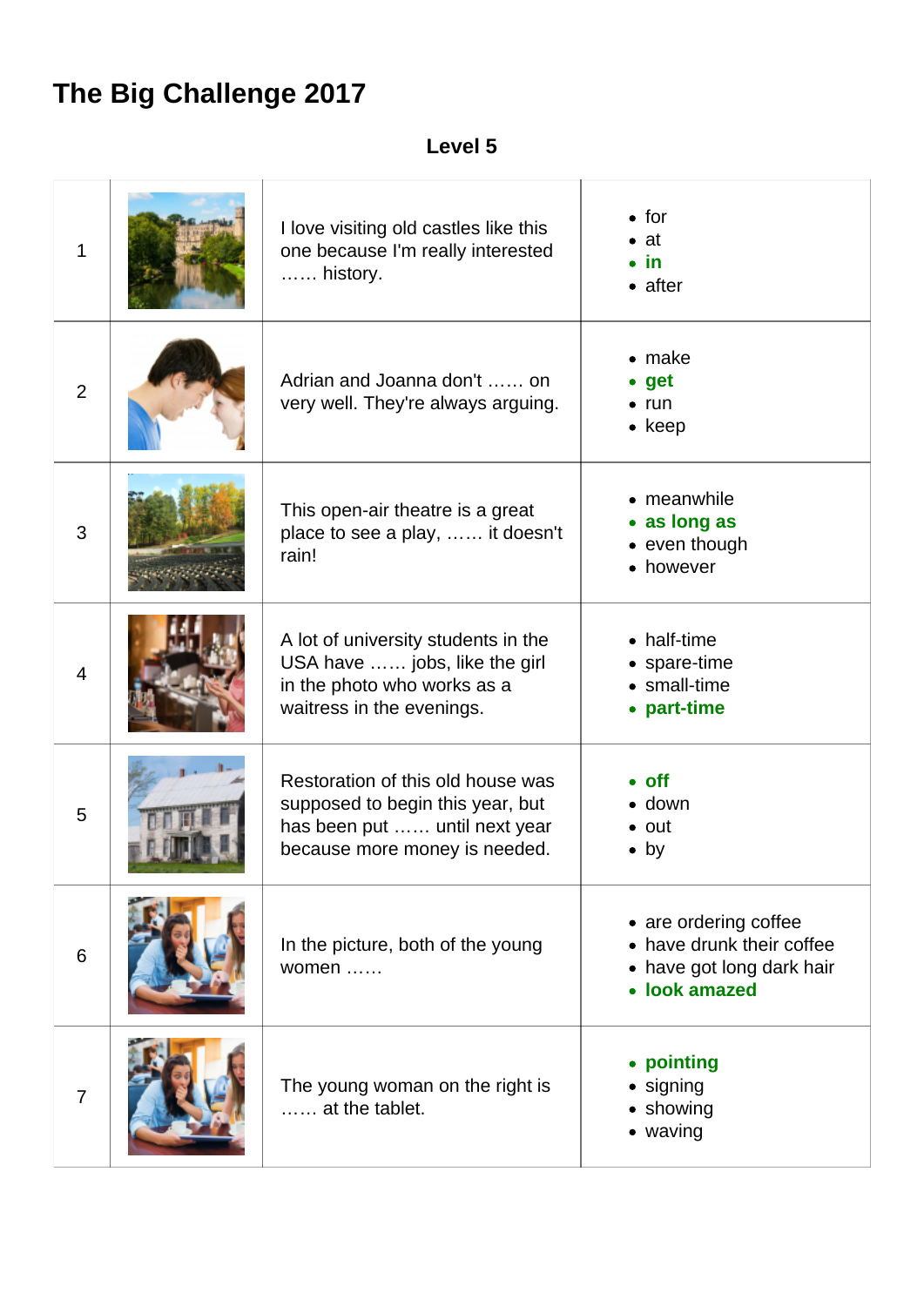# The Big Challenge 2017

## Level 5

| | | | |
|---|---|---|---|
| 1 | | I love visiting old castles like this one because I'm really interested …… history. | • for<br>• at<br>• **in**<br>• after |
| 2 | | Adrian and Joanna don't …… on very well. They're always arguing. | • make<br>• **get**<br>• run<br>• keep |
| 3 | | This open-air theatre is a great place to see a play, …… it doesn't rain! | • meanwhile<br>• **as long as**<br>• even though<br>• however |
| 4 | | A lot of university students in the USA have …… jobs, like the girl in the photo who works as a waitress in the evenings. | • half-time<br>• spare-time<br>• small-time<br>• **part-time** |
| 5 | | Restoration of this old house was supposed to begin this year, but has been put …… until next year because more money is needed. | • **off**<br>• down<br>• out<br>• by |
| 6 | | In the picture, both of the young women …… | • are ordering coffee<br>• have drunk their coffee<br>• have got long dark hair<br>• **look amazed** |
| 7 | | The young woman on the right is …… at the tablet. | • **pointing**<br>• signing<br>• showing<br>• waving |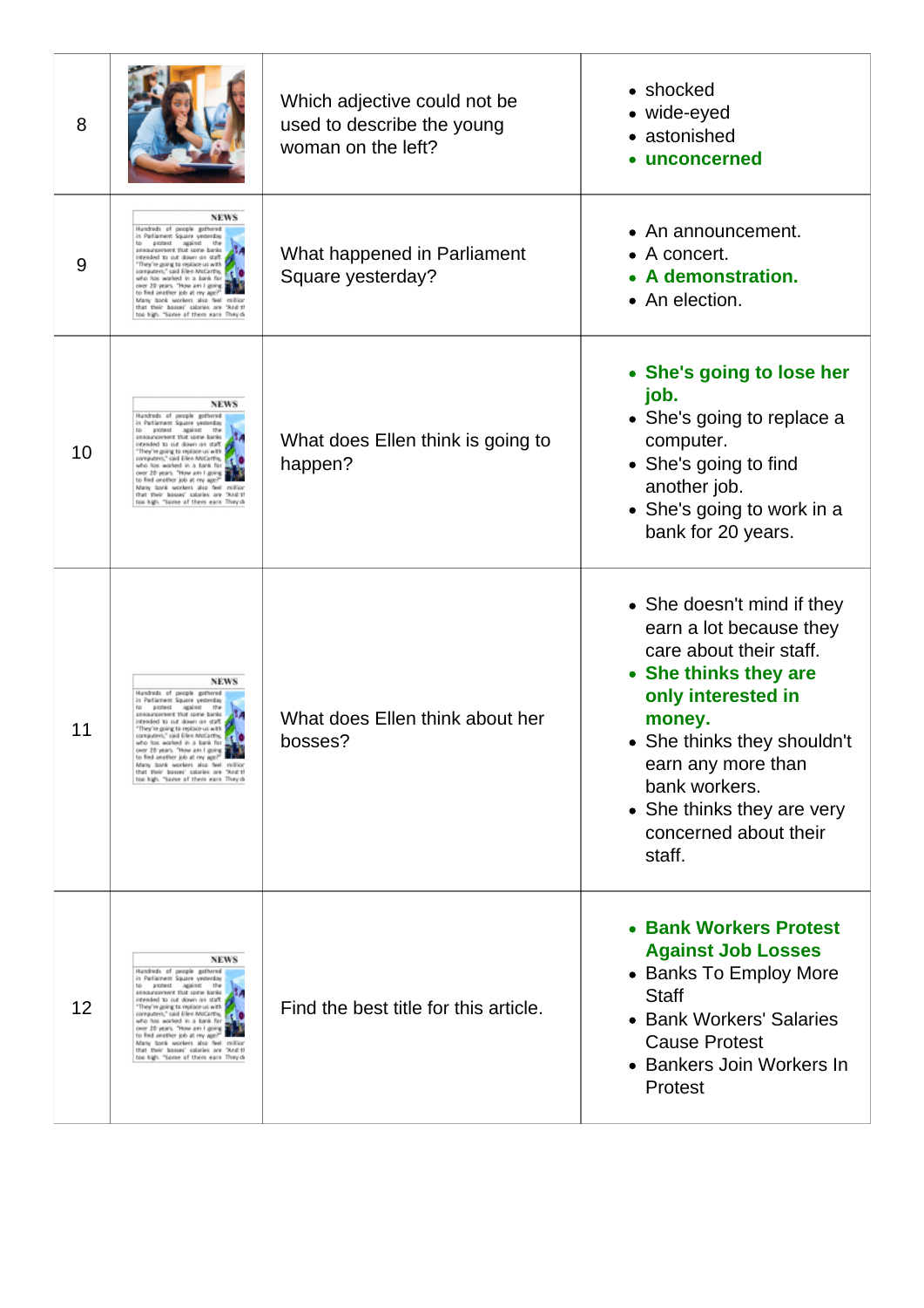| | | | |
|---|---|---|---|
| 8 | | Which adjective could not be used to describe the young woman on the left? | • shocked<br>• wide-eyed<br>• astonished<br>• **unconcerned** |
| 9 | | What happened in Parliament Square yesterday? | • An announcement.<br>• A concert.<br>• **A demonstration.**<br>• An election. |
| 10 | | What does Ellen think is going to happen? | • **She's going to lose her job.**<br>• She's going to replace a computer.<br>• She's going to find another job.<br>• She's going to work in a bank for 20 years. |
| 11 | | What does Ellen think about her bosses? | • She doesn't mind if they earn a lot because they care about their staff.<br>• **She thinks they are only interested in money.**<br>• She thinks they shouldn't earn any more than bank workers.<br>• She thinks they are very concerned about their staff. |
| 12 | | Find the best title for this article. | • **Bank Workers Protest Against Job Losses**<br>• Banks To Employ More Staff<br>• Bank Workers' Salaries Cause Protest<br>• Bankers Join Workers In Protest |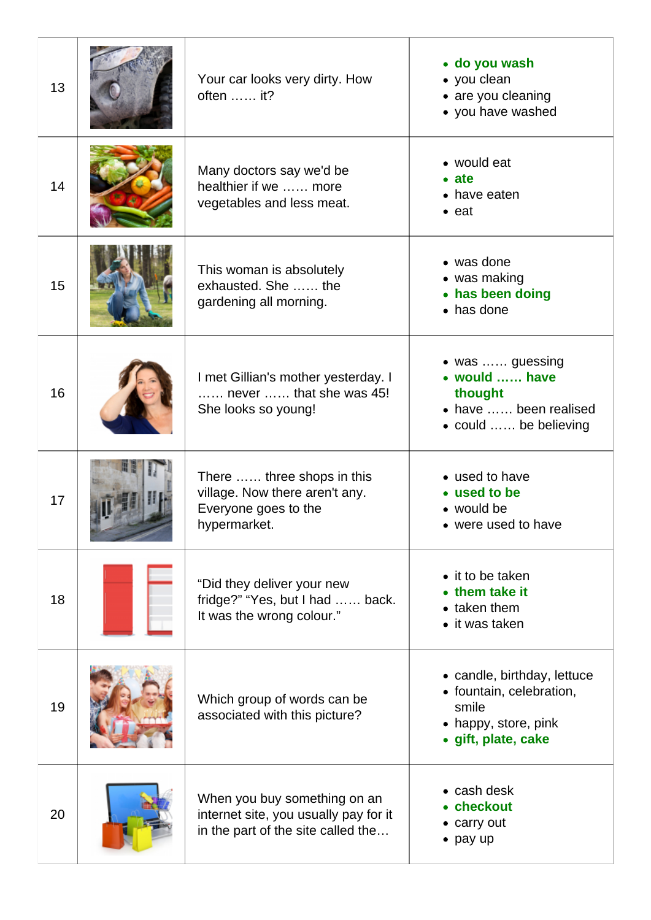| | | | |
|---|---|---|---|
| 13 | | Your car looks very dirty. How often …… it? | • **do you wash**<br>• you clean<br>• are you cleaning<br>• you have washed |
| 14 | | Many doctors say we'd be healthier if we …… more vegetables and less meat. | • would eat<br>• **ate**<br>• have eaten<br>• eat |
| 15 | | This woman is absolutely exhausted. She …… the gardening all morning. | • was done<br>• was making<br>• **has been doing**<br>• has done |
| 16 | | I met Gillian's mother yesterday. I …… never …… that she was 45! She looks so young! | • was …… guessing<br>• **would …… have thought**<br>• have …… been realised<br>• could …… be believing |
| 17 | | There …… three shops in this village. Now there aren't any. Everyone goes to the hypermarket. | • used to have<br>• **used to be**<br>• would be<br>• were used to have |
| 18 | | "Did they deliver your new fridge?" "Yes, but I had …… back. It was the wrong colour." | • it to be taken<br>• **them take it**<br>• taken them<br>• it was taken |
| 19 | | Which group of words can be associated with this picture? | • candle, birthday, lettuce<br>• fountain, celebration, smile<br>• happy, store, pink<br>• **gift, plate, cake** |
| 20 | | When you buy something on an internet site, you usually pay for it in the part of the site called the… | • cash desk<br>• **checkout**<br>• carry out<br>• pay up |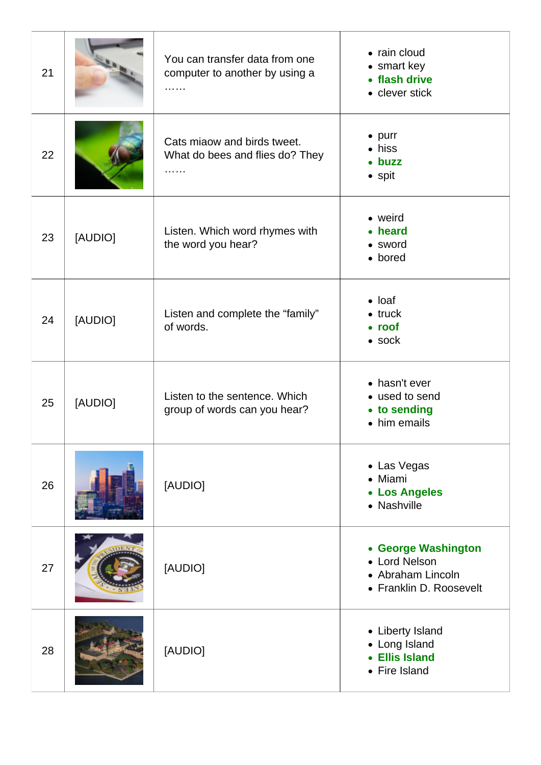| | | | |
|---|---|---|---|
| 21 | | You can transfer data from one computer to another by using a …… | • rain cloud<br>• smart key<br>• **flash drive**<br>• clever stick |
| 22 | | Cats miaow and birds tweet. What do bees and flies do? They …… | • purr<br>• hiss<br>• **buzz**<br>• spit |
| 23 | [AUDIO] | Listen. Which word rhymes with the word you hear? | • weird<br>• **heard**<br>• sword<br>• bored |
| 24 | [AUDIO] | Listen and complete the "family" of words. | • loaf<br>• truck<br>• **roof**<br>• sock |
| 25 | [AUDIO] | Listen to the sentence. Which group of words can you hear? | • hasn't ever<br>• used to send<br>• **to sending**<br>• him emails |
| 26 | | [AUDIO] | • Las Vegas<br>• Miami<br>• **Los Angeles**<br>• Nashville |
| 27 | | [AUDIO] | • **George Washington**<br>• Lord Nelson<br>• Abraham Lincoln<br>• Franklin D. Roosevelt |
| 28 | | [AUDIO] | • Liberty Island<br>• Long Island<br>• **Ellis Island**<br>• Fire Island |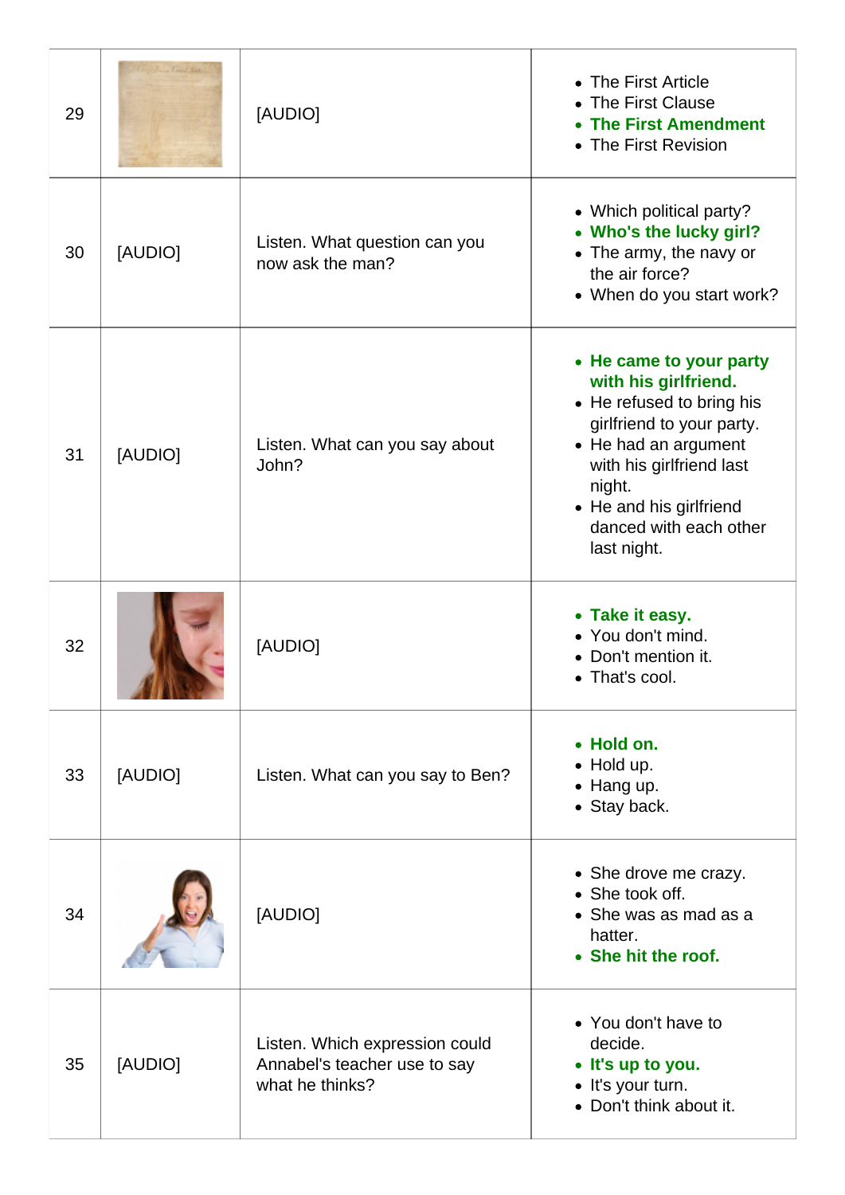| | | | |
|---|---|---|---|
| 29 | | [AUDIO] | • The First Article<br>• The First Clause<br>• **The First Amendment**<br>• The First Revision |
| 30 | [AUDIO] | Listen. What question can you now ask the man? | • Which political party?<br>• **Who's the lucky girl?**<br>• The army, the navy or the air force?<br>• When do you start work? |
| 31 | [AUDIO] | Listen. What can you say about John? | • **He came to your party with his girlfriend.**<br>• He refused to bring his girlfriend to your party.<br>• He had an argument with his girlfriend last night.<br>• He and his girlfriend danced with each other last night. |
| 32 | | [AUDIO] | • **Take it easy.**<br>• You don't mind.<br>• Don't mention it.<br>• That's cool. |
| 33 | [AUDIO] | Listen. What can you say to Ben? | • **Hold on.**<br>• Hold up.<br>• Hang up.<br>• Stay back. |
| 34 | | [AUDIO] | • She drove me crazy.<br>• She took off.<br>• She was as mad as a hatter.<br>• **She hit the roof.** |
| 35 | [AUDIO] | Listen. Which expression could Annabel's teacher use to say what he thinks? | • You don't have to decide.<br>• **It's up to you.**<br>• It's your turn.<br>• Don't think about it. |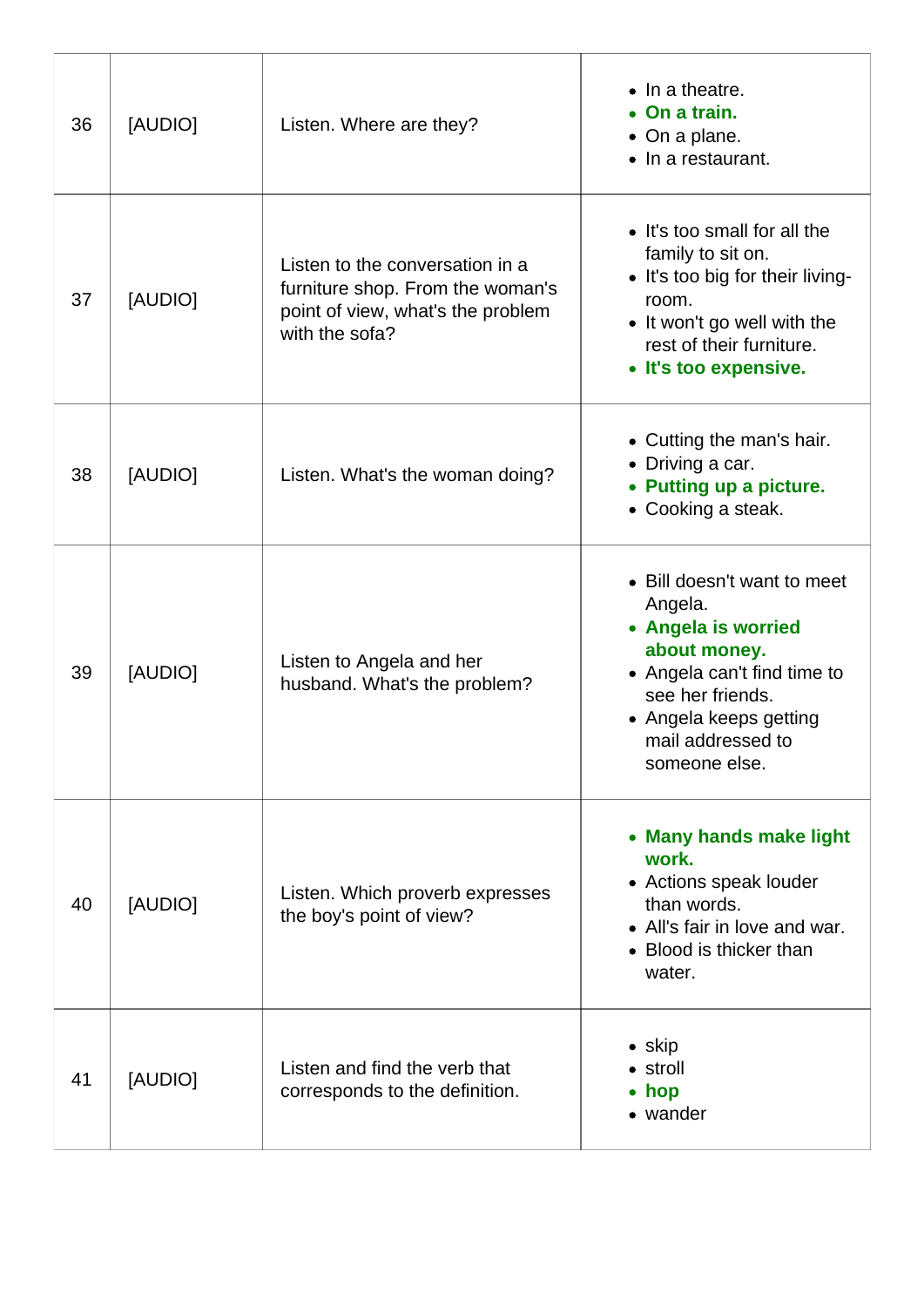| | | | |
|---|---|---|---|
| 36 | [AUDIO] | Listen. Where are they? | • In a theatre.<br>• **On a train.**<br>• On a plane.<br>• In a restaurant. |
| 37 | [AUDIO] | Listen to the conversation in a furniture shop. From the woman's point of view, what's the problem with the sofa? | • It's too small for all the family to sit on.<br>• It's too big for their living-room.<br>• It won't go well with the rest of their furniture.<br>• **It's too expensive.** |
| 38 | [AUDIO] | Listen. What's the woman doing? | • Cutting the man's hair.<br>• Driving a car.<br>• **Putting up a picture.**<br>• Cooking a steak. |
| 39 | [AUDIO] | Listen to Angela and her husband. What's the problem? | • Bill doesn't want to meet Angela.<br>• **Angela is worried about money.**<br>• Angela can't find time to see her friends.<br>• Angela keeps getting mail addressed to someone else. |
| 40 | [AUDIO] | Listen. Which proverb expresses the boy's point of view? | • **Many hands make light work.**<br>• Actions speak louder than words.<br>• All's fair in love and war.<br>• Blood is thicker than water. |
| 41 | [AUDIO] | Listen and find the verb that corresponds to the definition. | • skip<br>• stroll<br>• **hop**<br>• wander |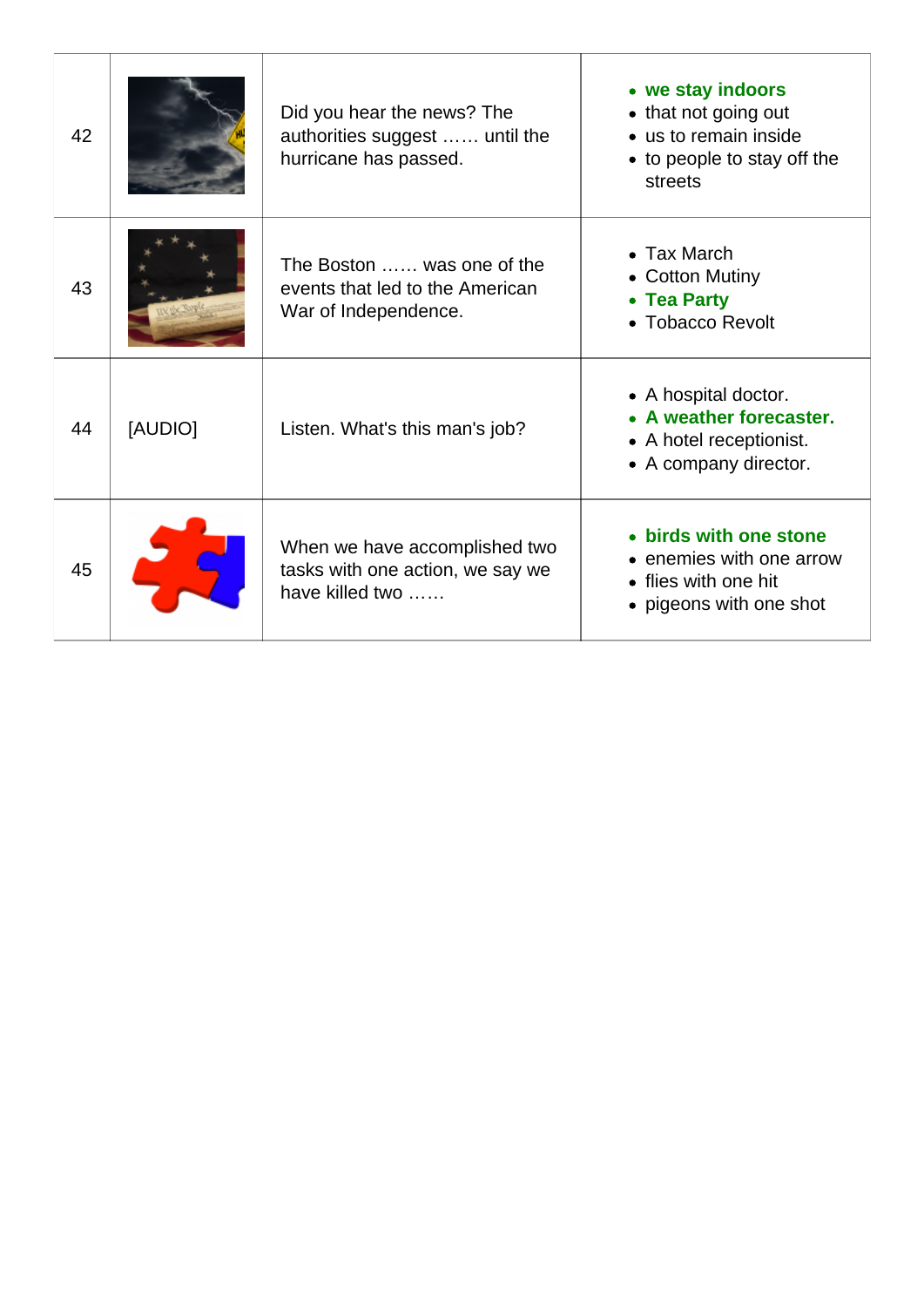| | | | |
|---|---|---|---|
| 42 | | Did you hear the news? The authorities suggest …… until the hurricane has passed. | • **we stay indoors**<br>• that not going out<br>• us to remain inside<br>• to people to stay off the streets |
| 43 | | The Boston …… was one of the events that led to the American War of Independence. | • Tax March<br>• Cotton Mutiny<br>• **Tea Party**<br>• Tobacco Revolt |
| 44 | [AUDIO] | Listen. What's this man's job? | • A hospital doctor.<br>• **A weather forecaster.**<br>• A hotel receptionist.<br>• A company director. |
| 45 | | When we have accomplished two tasks with one action, we say we have killed two …… | • **birds with one stone**<br>• enemies with one arrow<br>• flies with one hit<br>• pigeons with one shot |